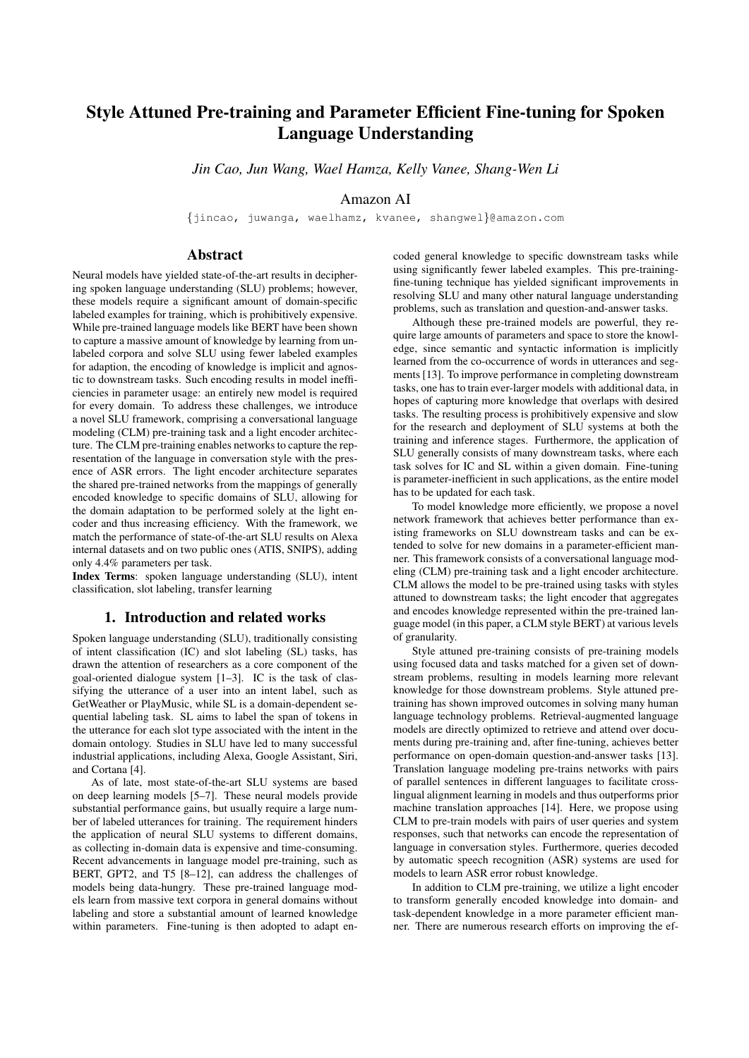# Style Attuned Pre-training and Parameter Efficient Fine-tuning for Spoken Language Understanding

*Jin Cao, Jun Wang, Wael Hamza, Kelly Vanee, Shang-Wen Li*

Amazon AI

{jincao, juwanga, waelhamz, kvanee, shangwel}@amazon.com

## Abstract

Neural models have yielded state-of-the-art results in deciphering spoken language understanding (SLU) problems; however, these models require a significant amount of domain-specific labeled examples for training, which is prohibitively expensive. While pre-trained language models like BERT have been shown to capture a massive amount of knowledge by learning from unlabeled corpora and solve SLU using fewer labeled examples for adaption, the encoding of knowledge is implicit and agnostic to downstream tasks. Such encoding results in model inefficiencies in parameter usage: an entirely new model is required for every domain. To address these challenges, we introduce a novel SLU framework, comprising a conversational language modeling (CLM) pre-training task and a light encoder architecture. The CLM pre-training enables networks to capture the representation of the language in conversation style with the presence of ASR errors. The light encoder architecture separates the shared pre-trained networks from the mappings of generally encoded knowledge to specific domains of SLU, allowing for the domain adaptation to be performed solely at the light encoder and thus increasing efficiency. With the framework, we match the performance of state-of-the-art SLU results on Alexa internal datasets and on two public ones (ATIS, SNIPS), adding only 4.4% parameters per task.

**Index Terms**: spoken language understanding (SLU), intent classification, slot labeling, transfer learning

## 1. Introduction and related works

Spoken language understanding (SLU), traditionally consisting of intent classification (IC) and slot labeling (SL) tasks, has drawn the attention of researchers as a core component of the goal-oriented dialogue system [1–3]. IC is the task of classifying the utterance of a user into an intent label, such as GetWeather or PlayMusic, while SL is a domain-dependent sequential labeling task. SL aims to label the span of tokens in the utterance for each slot type associated with the intent in the domain ontology. Studies in SLU have led to many successful industrial applications, including Alexa, Google Assistant, Siri, and Cortana [4].

As of late, most state-of-the-art SLU systems are based on deep learning models [5–7]. These neural models provide substantial performance gains, but usually require a large number of labeled utterances for training. The requirement hinders the application of neural SLU systems to different domains, as collecting in-domain data is expensive and time-consuming. Recent advancements in language model pre-training, such as BERT, GPT2, and T5 [8–12], can address the challenges of models being data-hungry. These pre-trained language models learn from massive text corpora in general domains without labeling and store a substantial amount of learned knowledge within parameters. Fine-tuning is then adopted to adapt encoded general knowledge to specific downstream tasks while using significantly fewer labeled examples. This pre-training-fine-tuning technique has yielded significant improvements in resolving SLU and many other natural language understanding problems, such as translation and question-and-answer tasks.

Although these pre-trained models are powerful, they require large amounts of parameters and space to store the knowledge, since semantic and syntactic information is implicitly learned from the co-occurrence of words in utterances and segments [13]. To improve performance in completing downstream tasks, one has to train ever-larger models with additional data, in hopes of capturing more knowledge that overlaps with desired tasks. The resulting process is prohibitively expensive and slow for the research and deployment of SLU systems at both the training and inference stages. Furthermore, the application of SLU generally consists of many downstream tasks, where each task solves for IC and SL within a given domain. Fine-tuning is parameter-inefficient in such applications, as the entire model has to be updated for each task.

To model knowledge more efficiently, we propose a novel network framework that achieves better performance than existing frameworks on SLU downstream tasks and can be extended to solve for new domains in a parameter-efficient manner. This framework consists of a conversational language modeling (CLM) pre-training task and a light encoder architecture. CLM allows the model to be pre-trained using tasks with styles attuned to downstream tasks; the light encoder that aggregates and encodes knowledge represented within the pre-trained language model (in this paper, a CLM style BERT) at various levels of granularity.

Style attuned pre-training consists of pre-training models using focused data and tasks matched for a given set of downstream problems, resulting in models learning more relevant knowledge for those downstream problems. Style attuned pre-training has shown improved outcomes in solving many human language technology problems. Retrieval-augmented language models are directly optimized to retrieve and attend over documents during pre-training and, after fine-tuning, achieves better performance on open-domain question-and-answer tasks [13]. Translation language modeling pre-trains networks with pairs of parallel sentences in different languages to facilitate cross-lingual alignment learning in models and thus outperforms prior machine translation approaches [14]. Here, we propose using CLM to pre-train models with pairs of user queries and system responses, such that networks can encode the representation of language in conversation styles. Furthermore, queries decoded by automatic speech recognition (ASR) systems are used for models to learn ASR error robust knowledge.

In addition to CLM pre-training, we utilize a light encoder to transform generally encoded knowledge into domain- and task-dependent knowledge in a more parameter efficient manner. There are numerous research efforts on improving the ef-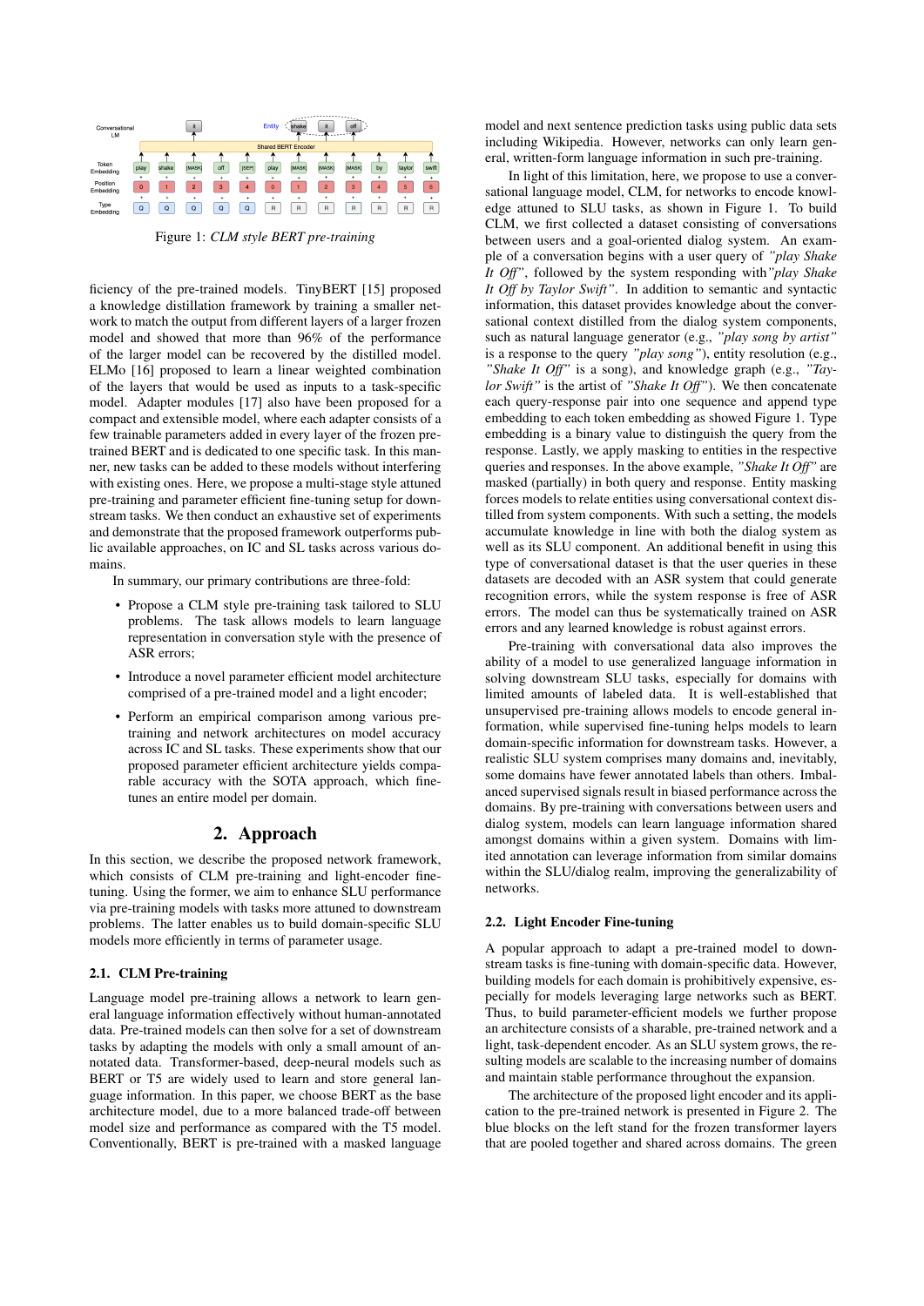Figure 1: *CLM style BERT pre-training*

ficiency of the pre-trained models. TinyBERT [15] proposed a knowledge distillation framework by training a smaller network to match the output from different layers of a larger frozen model and showed that more than 96% of the performance of the larger model can be recovered by the distilled model. ELMo [16] proposed to learn a linear weighted combination of the layers that would be used as inputs to a task-specific model. Adapter modules [17] also have been proposed for a compact and extensible model, where each adapter consists of a few trainable parameters added in every layer of the frozen pre-trained BERT and is dedicated to one specific task. In this manner, new tasks can be added to these models without interfering with existing ones. Here, we propose a multi-stage style attuned pre-training and parameter efficient fine-tuning setup for downstream tasks. We then conduct an exhaustive set of experiments and demonstrate that the proposed framework outperforms public available approaches, on IC and SL tasks across various domains.

In summary, our primary contributions are three-fold:

- Propose a CLM style pre-training task tailored to SLU problems. The task allows models to learn language representation in conversation style with the presence of ASR errors;
- Introduce a novel parameter efficient model architecture comprised of a pre-trained model and a light encoder;
- Perform an empirical comparison among various pre-training and network architectures on model accuracy across IC and SL tasks. These experiments show that our proposed parameter efficient architecture yields comparable accuracy with the SOTA approach, which fine-tunes an entire model per domain.

## 2. Approach

In this section, we describe the proposed network framework, which consists of CLM pre-training and light-encoder fine-tuning. Using the former, we aim to enhance SLU performance via pre-training models with tasks more attuned to downstream problems. The latter enables us to build domain-specific SLU models more efficiently in terms of parameter usage.

### 2.1. CLM Pre-training

Language model pre-training allows a network to learn general language information effectively without human-annotated data. Pre-trained models can then solve for a set of downstream tasks by adapting the models with only a small amount of annotated data. Transformer-based, deep-neural models such as BERT or T5 are widely used to learn and store general language information. In this paper, we choose BERT as the base architecture model, due to a more balanced trade-off between model size and performance as compared with the T5 model. Conventionally, BERT is pre-trained with a masked language model and next sentence prediction tasks using public data sets including Wikipedia. However, networks can only learn general, written-form language information in such pre-training.

In light of this limitation, here, we propose to use a conversational language model, CLM, for networks to encode knowledge attuned to SLU tasks, as shown in Figure 1. To build CLM, we first collected a dataset consisting of conversations between users and a goal-oriented dialog system. An example of a conversation begins with a user query of *"play Shake It Off"*, followed by the system responding with *"play Shake It Off by Taylor Swift"*. In addition to semantic and syntactic information, this dataset provides knowledge about the conversational context distilled from the dialog system components, such as natural language generator (e.g., *"play song by artist"* is a response to the query *"play song"*), entity resolution (e.g., *"Shake It Off"* is a song), and knowledge graph (e.g., *"Taylor Swift"* is the artist of *"Shake It Off"*). We then concatenate each query-response pair into one sequence and append type embedding to each token embedding as showed Figure 1. Type embedding is a binary value to distinguish the query from the response. Lastly, we apply masking to entities in the respective queries and responses. In the above example, *"Shake It Off"* are masked (partially) in both query and response. Entity masking forces models to relate entities using conversational context distilled from system components. With such a setting, the models accumulate knowledge in line with both the dialog system as well as its SLU component. An additional benefit in using this type of conversational dataset is that the user queries in these datasets are decoded with an ASR system that could generate recognition errors, while the system response is free of ASR errors. The model can thus be systematically trained on ASR errors and any learned knowledge is robust against errors.

Pre-training with conversational data also improves the ability of a model to use generalized language information in solving downstream SLU tasks, especially for domains with limited amounts of labeled data. It is well-established that unsupervised pre-training allows models to encode general information, while supervised fine-tuning helps models to learn domain-specific information for downstream tasks. However, a realistic SLU system comprises many domains and, inevitably, some domains have fewer annotated labels than others. Imbalanced supervised signals result in biased performance across the domains. By pre-training with conversations between users and dialog system, models can learn language information shared amongst domains within a given system. Domains with limited annotation can leverage information from similar domains within the SLU/dialog realm, improving the generalizability of networks.

### 2.2. Light Encoder Fine-tuning

A popular approach to adapt a pre-trained model to downstream tasks is fine-tuning with domain-specific data. However, building models for each domain is prohibitively expensive, especially for models leveraging large networks such as BERT. Thus, to build parameter-efficient models we further propose an architecture consists of a sharable, pre-trained network and a light, task-dependent encoder. As an SLU system grows, the resulting models are scalable to the increasing number of domains and maintain stable performance throughout the expansion.

The architecture of the proposed light encoder and its application to the pre-trained network is presented in Figure 2. The blue blocks on the left stand for the frozen transformer layers that are pooled together and shared across domains. The green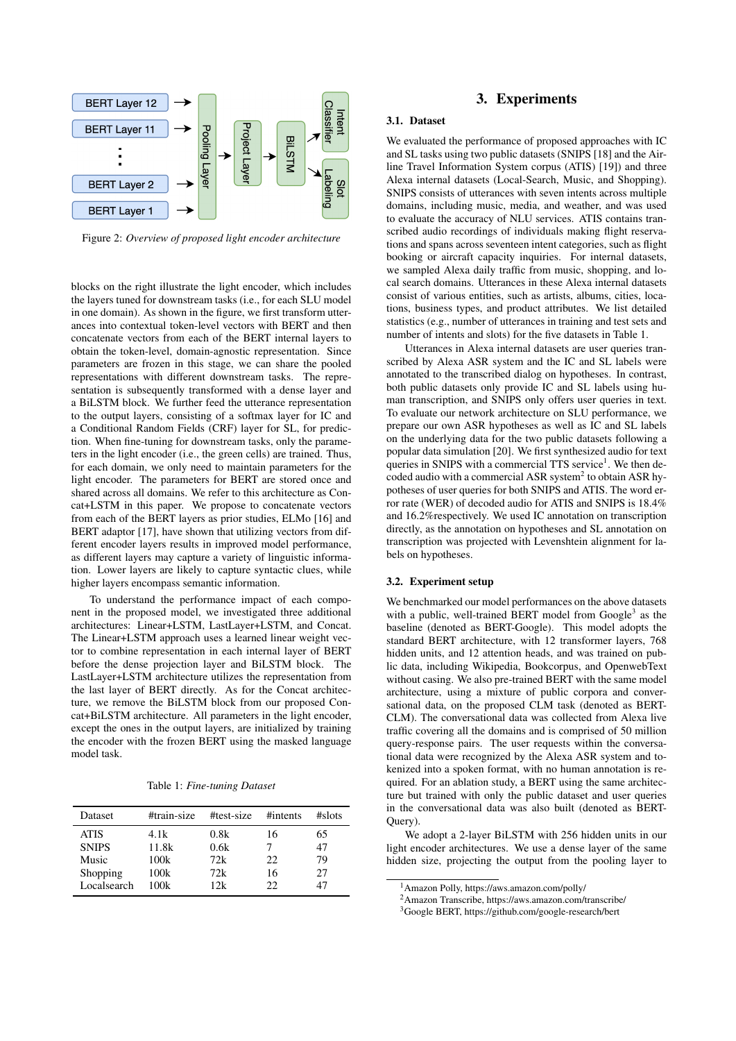Figure 2: *Overview of proposed light encoder architecture*

blocks on the right illustrate the light encoder, which includes the layers tuned for downstream tasks (i.e., for each SLU model in one domain). As shown in the figure, we first transform utterances into contextual token-level vectors with BERT and then concatenate vectors from each of the BERT internal layers to obtain the token-level, domain-agnostic representation. Since parameters are frozen in this stage, we can share the pooled representations with different downstream tasks. The representation is subsequently transformed with a dense layer and a BiLSTM block. We further feed the utterance representation to the output layers, consisting of a softmax layer for IC and a Conditional Random Fields (CRF) layer for SL, for prediction. When fine-tuning for downstream tasks, only the parameters in the light encoder (i.e., the green cells) are trained. Thus, for each domain, we only need to maintain parameters for the light encoder. The parameters for BERT are stored once and shared across all domains. We refer to this architecture as Concat+LSTM in this paper. We propose to concatenate vectors from each of the BERT layers as prior studies, ELMo [16] and BERT adaptor [17], have shown that utilizing vectors from different encoder layers results in improved model performance, as different layers may capture a variety of linguistic information. Lower layers are likely to capture syntactic clues, while higher layers encompass semantic information.

To understand the performance impact of each component in the proposed model, we investigated three additional architectures: Linear+LSTM, LastLayer+LSTM, and Concat. The Linear+LSTM approach uses a learned linear weight vector to combine representation in each internal layer of BERT before the dense projection layer and BiLSTM block. The LastLayer+LSTM architecture utilizes the representation from the last layer of BERT directly. As for the Concat architecture, we remove the BiLSTM block from our proposed Concat+BiLSTM architecture. All parameters in the light encoder, except the ones in the output layers, are initialized by training the encoder with the frozen BERT using the masked language model task.

Table 1: *Fine-tuning Dataset*

| Dataset | #train-size | #test-size | #intents | #slots |
|---|---|---|---|---|
| ATIS | 4.1k | 0.8k | 16 | 65 |
| SNIPS | 11.8k | 0.6k | 7 | 47 |
| Music | 100k | 72k | 22 | 79 |
| Shopping | 100k | 72k | 16 | 27 |
| Localsearch | 100k | 12k | 22 | 47 |

## 3. Experiments

### 3.1. Dataset

We evaluated the performance of proposed approaches with IC and SL tasks using two public datasets (SNIPS [18] and the Airline Travel Information System corpus (ATIS) [19]) and three Alexa internal datasets (Local-Search, Music, and Shopping). SNIPS consists of utterances with seven intents across multiple domains, including music, media, and weather, and was used to evaluate the accuracy of NLU services. ATIS contains transcribed audio recordings of individuals making flight reservations and spans across seventeen intent categories, such as flight booking or aircraft capacity inquiries. For internal datasets, we sampled Alexa daily traffic from music, shopping, and local search domains. Utterances in these Alexa internal datasets consist of various entities, such as artists, albums, cities, locations, business types, and product attributes. We list detailed statistics (e.g., number of utterances in training and test sets and number of intents and slots) for the five datasets in Table 1.

Utterances in Alexa internal datasets are user queries transcribed by Alexa ASR system and the IC and SL labels were annotated to the transcribed dialog on hypotheses. In contrast, both public datasets only provide IC and SL labels using human transcription, and SNIPS only offers user queries in text. To evaluate our network architecture on SLU performance, we prepare our own ASR hypotheses as well as IC and SL labels on the underlying data for the two public datasets following a popular data simulation [20]. We first synthesized audio for text queries in SNIPS with a commercial TTS service[1]. We then decoded audio with a commercial ASR system[2] to obtain ASR hypotheses of user queries for both SNIPS and ATIS. The word error rate (WER) of decoded audio for ATIS and SNIPS is 18.4% and 16.2%respectively. We used IC annotation on transcription directly, as the annotation on hypotheses and SL annotation on transcription was projected with Levenshtein alignment for labels on hypotheses.

### 3.2. Experiment setup

We benchmarked our model performances on the above datasets with a public, well-trained BERT model from Google[3] as the baseline (denoted as BERT-Google). This model adopts the standard BERT architecture, with 12 transformer layers, 768 hidden units, and 12 attention heads, and was trained on public data, including Wikipedia, Bookcorpus, and OpenwebText without casing. We also pre-trained BERT with the same model architecture, using a mixture of public corpora and conversational data, on the proposed CLM task (denoted as BERT-CLM). The conversational data was collected from Alexa live traffic covering all the domains and is comprised of 50 million query-response pairs. The user requests within the conversational data were recognized by the Alexa ASR system and tokenized into a spoken format, with no human annotation is required. For an ablation study, a BERT using the same architecture but trained with only the public dataset and user queries in the conversational data was also built (denoted as BERT-Query).

We adopt a 2-layer BiLSTM with 256 hidden units in our light encoder architectures. We use a dense layer of the same hidden size, projecting the output from the pooling layer to

[1] Amazon Polly, https://aws.amazon.com/polly/

[2] Amazon Transcribe, https://aws.amazon.com/transcribe/

[3] Google BERT, https://github.com/google-research/bert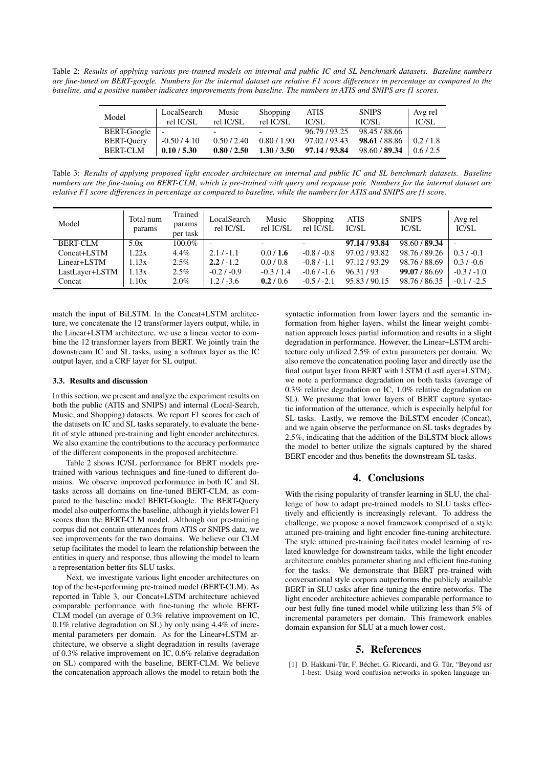Table 2: *Results of applying various pre-trained models on internal and public IC and SL benchmark datasets. Baseline numbers are fine-tuned on BERT-google. Numbers for the internal dataset are relative F1 score differences in percentage as compared to the baseline, and a positive number indicates improvements from baseline. The numbers in ATIS and SNIPS are f1 scores.*

| Model | LocalSearch rel IC/SL | Music rel IC/SL | Shopping rel IC/SL | ATIS IC/SL | SNIPS IC/SL | Avg rel IC/SL |
|---|---|---|---|---|---|---|
| BERT-Google | - | - | - | 96.79 / 93.25 | 98.45 / 88.66 | |
| BERT-Query | -0.50 / 4.10 | 0.50 / 2.40 | 0.80 / 1.90 | 97.02 / 93.43 | **98.61** / 88.86 | 0.2 / 1.8 |
| BERT-CLM | **0.10 / 5.30** | **0.80 / 2.50** | **1.30 / 3.50** | **97.14 / 93.84** | 98.60 / **89.34** | 0.6 / 2.5 |

Table 3: *Results of applying proposed light encoder architecture on internal and public IC and SL benchmark datasets. Baseline numbers are the fine-tuning on BERT-CLM, which is pre-trained with query and response pair. Numbers for the internal dataset are relative F1 score differences in percentage as compared to baseline, while the numbers for ATIS and SNIPS are f1 score.*

| Model | Total num params | Trained params per task | LocalSearch rel IC/SL | Music rel IC/SL | Shopping rel IC/SL | ATIS IC/SL | SNIPS IC/SL | Avg rel IC/SL |
|---|---|---|---|---|---|---|---|---|
| BERT-CLM | 5.0x | 100.0% | - | - | - | **97.14 / 93.84** | 98.60 / **89.34** | - |
| Concat+LSTM | 1.22x | 4.4% | 2.1 / -1.1 | 0.0 / **1.6** | -0.8 / -0.8 | 97.02 / 93.82 | 98.76 / 89.26 | 0.3 / -0.1 |
| Linear+LSTM | 1.13x | 2.5% | **2.2** / -1.2 | 0.0 / 0.8 | -0.8 / -1.1 | 97.12 / 93.29 | 98.76 / 88.69 | 0.3 / -0.6 |
| LastLayer+LSTM | 1.13x | 2.5% | -0.2 / -0.9 | -0.3 / 1.4 | -0.6 / -1.6 | 96.31 / 93 | **99.07** / 86.69 | -0.3 / -1.0 |
| Concat | 1.10x | 2.0% | 1.2 / -3.6 | **0.2** / 0.6 | -0.5 / -2.1 | 95.83 / 90.15 | 98.76 / 86.35 | -0.1 / -2.5 |

match the input of BiLSTM. In the Concat+LSTM architecture, we concatenate the 12 transformer layers output, while, in the Linear+LSTM architecture, we use a linear vector to combine the 12 transformer layers from BERT. We jointly train the downstream IC and SL tasks, using a softmax layer as the IC output layer, and a CRF layer for SL output.

### 3.3. Results and discussion

In this section, we present and analyze the experiment results on both the public (ATIS and SNIPS) and internal (Local-Search, Music, and Shopping) datasets. We report F1 scores for each of the datasets on IC and SL tasks separately, to evaluate the benefit of style attuned pre-training and light encoder architectures. We also examine the contributions to the accuracy performance of the different components in the proposed architecture.

Table 2 shows IC/SL performance for BERT models pretrained with various techniques and fine-tuned to different domains. We observe improved performance in both IC and SL tasks across all domains on fine-tuned BERT-CLM, as compared to the baseline model BERT-Google. The BERT-Query model also outperforms the baseline, although it yields lower F1 scores than the BERT-CLM model. Although our pre-training corpus did not contain utterances from ATIS or SNIPS data, we see improvements for the two domains. We believe our CLM setup facilitates the model to learn the relationship between the entities in query and response, thus allowing the model to learn a representation better fits SLU tasks.

Next, we investigate various light encoder architectures on top of the best-performing pre-trained model (BERT-CLM). As reported in Table 3, our Concat+LSTM architecture achieved comparable performance with fine-tuning the whole BERT-CLM model (an average of 0.3% relative improvement on IC, 0.1% relative degradation on SL) by only using 4.4% of incremental parameters per domain. As for the Linear+LSTM architecture, we observe a slight degradation in results (average of 0.3% relative improvement on IC, 0.6% relative degradation on SL) compared with the baseline, BERT-CLM. We believe the concatenation approach allows the model to retain both the syntactic information from lower layers and the semantic information from higher layers, whilst the linear weight combination approach loses partial information and results in a slight degradation in performance. However, the Linear+LSTM architecture only utilized 2.5% of extra parameters per domain. We also remove the concatenation pooling layer and directly use the final output layer from BERT with LSTM (LastLayer+LSTM), we note a performance degradation on both tasks (average of 0.3% relative degradation on IC, 1.0% relative degradation on SL). We presume that lower layers of BERT capture syntactic information of the utterance, which is especially helpful for SL tasks. Lastly, we remove the BiLSTM encoder (Concat), and we again observe the performance on SL tasks degrades by 2.5%, indicating that the addition of the BiLSTM block allows the model to better utilize the signals captured by the shared BERT encoder and thus benefits the downstream SL tasks.

## 4. Conclusions

With the rising popularity of transfer learning in SLU, the challenge of how to adapt pre-trained models to SLU tasks effectively and efficiently is increasingly relevant. To address the challenge, we propose a novel framework comprised of a style attuned pre-training and light encoder fine-tuning architecture. The style attuned pre-training facilitates model learning of related knowledge for downstream tasks, while the light encoder architecture enables parameter sharing and efficient fine-tuning for the tasks. We demonstrate that BERT pre-trained with conversational style corpora outperforms the publicly available BERT in SLU tasks after fine-tuning the entire networks. The light encoder architecture achieves comparable performance to our best fully fine-tuned model while utilizing less than 5% of incremental parameters per domain. This framework enables domain expansion for SLU at a much lower cost.

## 5. References

[1] D. Hakkani-Tür, F. Béchet, G. Riccardi, and G. Tür, "Beyond asr 1-best: Using word confusion networks in spoken language un-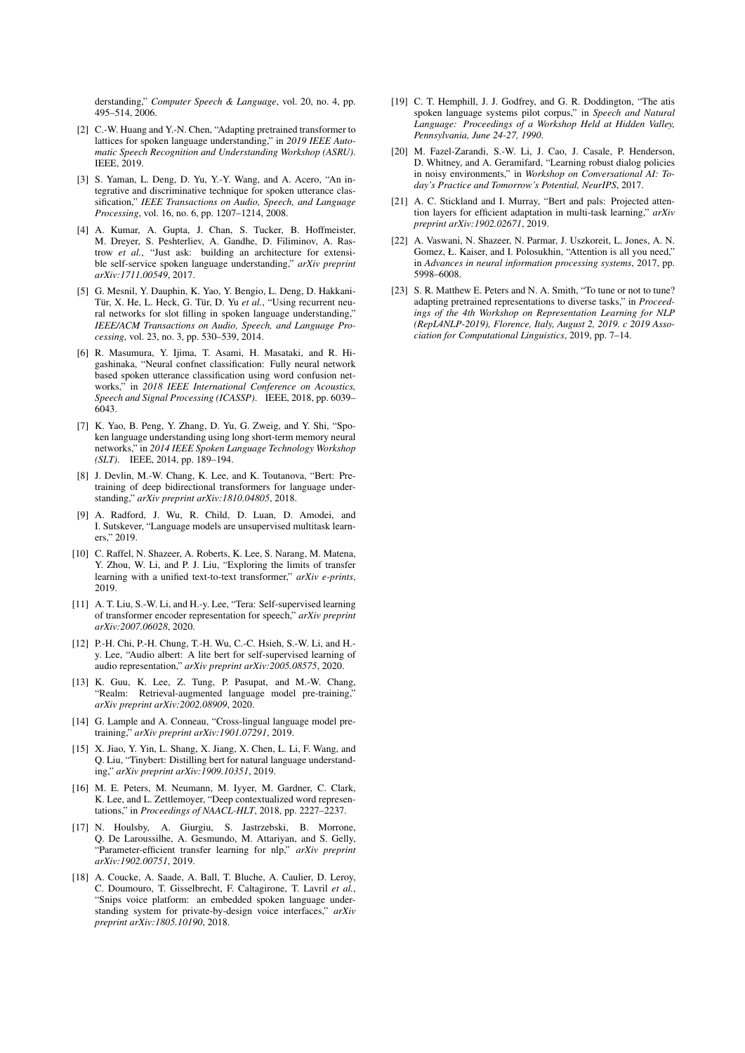derstanding," *Computer Speech & Language*, vol. 20, no. 4, pp. 495–514, 2006.

[2] C.-W. Huang and Y.-N. Chen, "Adapting pretrained transformer to lattices for spoken language understanding," in *2019 IEEE Automatic Speech Recognition and Understanding Workshop (ASRU)*. IEEE, 2019.

[3] S. Yaman, L. Deng, D. Yu, Y.-Y. Wang, and A. Acero, "An integrative and discriminative technique for spoken utterance classification," *IEEE Transactions on Audio, Speech, and Language Processing*, vol. 16, no. 6, pp. 1207–1214, 2008.

[4] A. Kumar, A. Gupta, J. Chan, S. Tucker, B. Hoffmeister, M. Dreyer, S. Peshterliev, A. Gandhe, D. Filiminov, A. Rastrow *et al.*, "Just ask: building an architecture for extensible self-service spoken language understanding," *arXiv preprint arXiv:1711.00549*, 2017.

[5] G. Mesnil, Y. Dauphin, K. Yao, Y. Bengio, L. Deng, D. Hakkani-Tür, X. He, L. Heck, G. Tür, D. Yu *et al.*, "Using recurrent neural networks for slot filling in spoken language understanding," *IEEE/ACM Transactions on Audio, Speech, and Language Processing*, vol. 23, no. 3, pp. 530–539, 2014.

[6] R. Masumura, Y. Ijima, T. Asami, H. Masataki, and R. Higashinaka, "Neural confnet classification: Fully neural network based spoken utterance classification using word confusion networks," in *2018 IEEE International Conference on Acoustics, Speech and Signal Processing (ICASSP)*. IEEE, 2018, pp. 6039–6043.

[7] K. Yao, B. Peng, Y. Zhang, D. Yu, G. Zweig, and Y. Shi, "Spoken language understanding using long short-term memory neural networks," in *2014 IEEE Spoken Language Technology Workshop (SLT)*. IEEE, 2014, pp. 189–194.

[8] J. Devlin, M.-W. Chang, K. Lee, and K. Toutanova, "Bert: Pre-training of deep bidirectional transformers for language understanding," *arXiv preprint arXiv:1810.04805*, 2018.

[9] A. Radford, J. Wu, R. Child, D. Luan, D. Amodei, and I. Sutskever, "Language models are unsupervised multitask learners," 2019.

[10] C. Raffel, N. Shazeer, A. Roberts, K. Lee, S. Narang, M. Matena, Y. Zhou, W. Li, and P. J. Liu, "Exploring the limits of transfer learning with a unified text-to-text transformer," *arXiv e-prints*, 2019.

[11] A. T. Liu, S.-W. Li, and H.-y. Lee, "Tera: Self-supervised learning of transformer encoder representation for speech," *arXiv preprint arXiv:2007.06028*, 2020.

[12] P.-H. Chi, P.-H. Chung, T.-H. Wu, C.-C. Hsieh, S.-W. Li, and H.-y. Lee, "Audio albert: A lite bert for self-supervised learning of audio representation," *arXiv preprint arXiv:2005.08575*, 2020.

[13] K. Guu, K. Lee, Z. Tung, P. Pasupat, and M.-W. Chang, "Realm: Retrieval-augmented language model pre-training," *arXiv preprint arXiv:2002.08909*, 2020.

[14] G. Lample and A. Conneau, "Cross-lingual language model pretraining," *arXiv preprint arXiv:1901.07291*, 2019.

[15] X. Jiao, Y. Yin, L. Shang, X. Jiang, X. Chen, L. Li, F. Wang, and Q. Liu, "Tinybert: Distilling bert for natural language understanding," *arXiv preprint arXiv:1909.10351*, 2019.

[16] M. E. Peters, M. Neumann, M. Iyyer, M. Gardner, C. Clark, K. Lee, and L. Zettlemoyer, "Deep contextualized word representations," in *Proceedings of NAACL-HLT*, 2018, pp. 2227–2237.

[17] N. Houlsby, A. Giurgiu, S. Jastrzebski, B. Morrone, Q. De Laroussilhe, A. Gesmundo, M. Attariyan, and S. Gelly, "Parameter-efficient transfer learning for nlp," *arXiv preprint arXiv:1902.00751*, 2019.

[18] A. Coucke, A. Saade, A. Ball, T. Bluche, A. Caulier, D. Leroy, C. Doumouro, T. Gisselbrecht, F. Caltagirone, T. Lavril *et al.*, "Snips voice platform: an embedded spoken language understanding system for private-by-design voice interfaces," *arXiv preprint arXiv:1805.10190*, 2018.

[19] C. T. Hemphill, J. J. Godfrey, and G. R. Doddington, "The atis spoken language systems pilot corpus," in *Speech and Natural Language: Proceedings of a Workshop Held at Hidden Valley, Pennsylvania, June 24-27, 1990*.

[20] M. Fazel-Zarandi, S.-W. Li, J. Cao, J. Casale, P. Henderson, D. Whitney, and A. Geramifard, "Learning robust dialog policies in noisy environments," in *Workshop on Conversational AI: Today's Practice and Tomorrow's Potential, NeurIPS*, 2017.

[21] A. C. Stickland and I. Murray, "Bert and pals: Projected attention layers for efficient adaptation in multi-task learning," *arXiv preprint arXiv:1902.02671*, 2019.

[22] A. Vaswani, N. Shazeer, N. Parmar, J. Uszkoreit, L. Jones, A. N. Gomez, Ł. Kaiser, and I. Polosukhin, "Attention is all you need," in *Advances in neural information processing systems*, 2017, pp. 5998–6008.

[23] S. R. Matthew E. Peters and N. A. Smith, "To tune or not to tune? adapting pretrained representations to diverse tasks," in *Proceedings of the 4th Workshop on Representation Learning for NLP (RepL4NLP-2019), Florence, Italy, August 2, 2019. c 2019 Association for Computational Linguistics*, 2019, pp. 7–14.